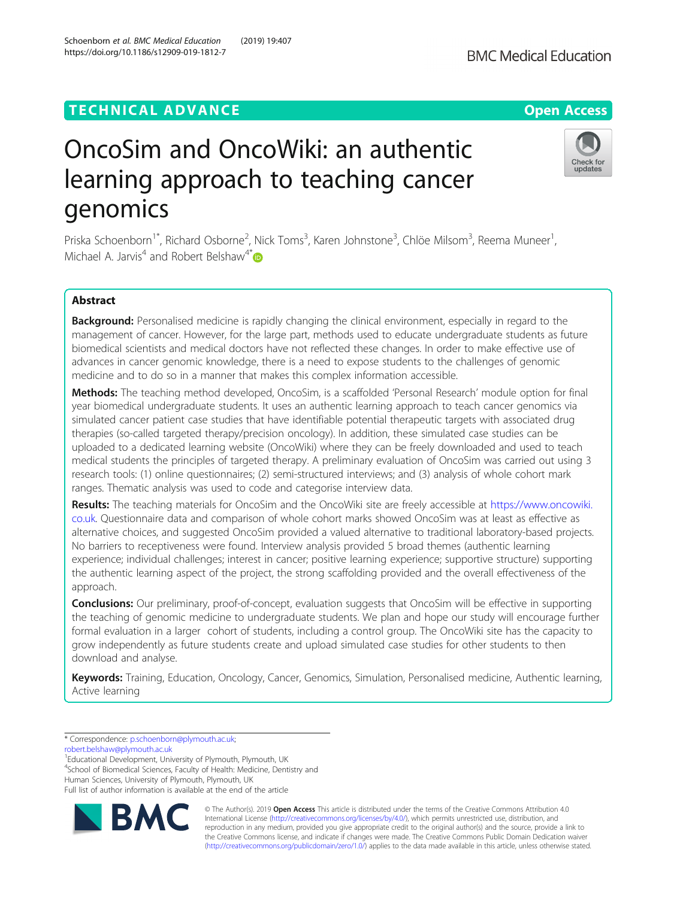TECHNICAL ADVANCE

Open Access

# OncoSim and OncoWiki: an authentic learning approach to teaching cancer genomics

Priska Schoenborn[1*], Richard Osborne[2], Nick Toms[3], Karen Johnstone[3], Chlöe Milsom[3], Reema Muneer[1], Michael A. Jarvis[4] and Robert Belshaw[4*]

## Abstract

**Background:** Personalised medicine is rapidly changing the clinical environment, especially in regard to the management of cancer. However, for the large part, methods used to educate undergraduate students as future biomedical scientists and medical doctors have not reflected these changes. In order to make effective use of advances in cancer genomic knowledge, there is a need to expose students to the challenges of genomic medicine and to do so in a manner that makes this complex information accessible.

**Methods:** The teaching method developed, OncoSim, is a scaffolded 'Personal Research' module option for final year biomedical undergraduate students. It uses an authentic learning approach to teach cancer genomics via simulated cancer patient case studies that have identifiable potential therapeutic targets with associated drug therapies (so-called targeted therapy/precision oncology). In addition, these simulated case studies can be uploaded to a dedicated learning website (OncoWiki) where they can be freely downloaded and used to teach medical students the principles of targeted therapy. A preliminary evaluation of OncoSim was carried out using 3 research tools: (1) online questionnaires; (2) semi-structured interviews; and (3) analysis of whole cohort mark ranges. Thematic analysis was used to code and categorise interview data.

**Results:** The teaching materials for OncoSim and the OncoWiki site are freely accessible at https://www.oncowiki.co.uk. Questionnaire data and comparison of whole cohort marks showed OncoSim was at least as effective as alternative choices, and suggested OncoSim provided a valued alternative to traditional laboratory-based projects. No barriers to receptiveness were found. Interview analysis provided 5 broad themes (authentic learning experience; individual challenges; interest in cancer; positive learning experience; supportive structure) supporting the authentic learning aspect of the project, the strong scaffolding provided and the overall effectiveness of the approach.

**Conclusions:** Our preliminary, proof-of-concept, evaluation suggests that OncoSim will be effective in supporting the teaching of genomic medicine to undergraduate students. We plan and hope our study will encourage further formal evaluation in a larger cohort of students, including a control group. The OncoWiki site has the capacity to grow independently as future students create and upload simulated case studies for other students to then download and analyse.

**Keywords:** Training, Education, Oncology, Cancer, Genomics, Simulation, Personalised medicine, Authentic learning, Active learning

---

\* Correspondence: p.schoenborn@plymouth.ac.uk; robert.belshaw@plymouth.ac.uk

[1]Educational Development, University of Plymouth, Plymouth, UK

[4]School of Biomedical Sciences, Faculty of Health: Medicine, Dentistry and Human Sciences, University of Plymouth, Plymouth, UK

Full list of author information is available at the end of the article

© The Author(s). 2019 **Open Access** This article is distributed under the terms of the Creative Commons Attribution 4.0 International License (http://creativecommons.org/licenses/by/4.0/), which permits unrestricted use, distribution, and reproduction in any medium, provided you give appropriate credit to the original author(s) and the source, provide a link to the Creative Commons license, and indicate if changes were made. The Creative Commons Public Domain Dedication waiver (http://creativecommons.org/publicdomain/zero/1.0/) applies to the data made available in this article, unless otherwise stated.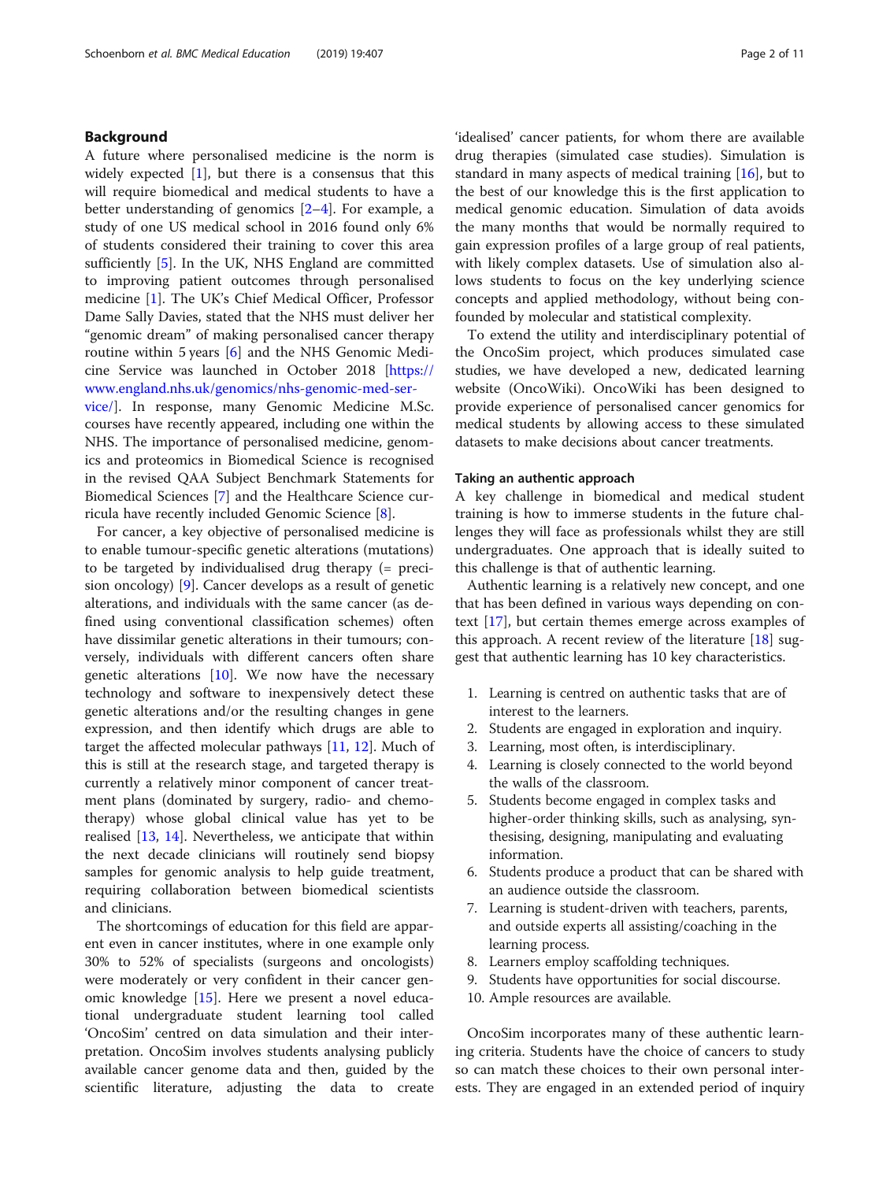## Background

A future where personalised medicine is the norm is widely expected [1], but there is a consensus that this will require biomedical and medical students to have a better understanding of genomics [2–4]. For example, a study of one US medical school in 2016 found only 6% of students considered their training to cover this area sufficiently [5]. In the UK, NHS England are committed to improving patient outcomes through personalised medicine [1]. The UK's Chief Medical Officer, Professor Dame Sally Davies, stated that the NHS must deliver her "genomic dream" of making personalised cancer therapy routine within 5 years [6] and the NHS Genomic Medicine Service was launched in October 2018 [https://www.england.nhs.uk/genomics/nhs-genomic-med-service/]. In response, many Genomic Medicine M.Sc. courses have recently appeared, including one within the NHS. The importance of personalised medicine, genomics and proteomics in Biomedical Science is recognised in the revised QAA Subject Benchmark Statements for Biomedical Sciences [7] and the Healthcare Science curricula have recently included Genomic Science [8].

For cancer, a key objective of personalised medicine is to enable tumour-specific genetic alterations (mutations) to be targeted by individualised drug therapy (= precision oncology) [9]. Cancer develops as a result of genetic alterations, and individuals with the same cancer (as defined using conventional classification schemes) often have dissimilar genetic alterations in their tumours; conversely, individuals with different cancers often share genetic alterations [10]. We now have the necessary technology and software to inexpensively detect these genetic alterations and/or the resulting changes in gene expression, and then identify which drugs are able to target the affected molecular pathways [11, 12]. Much of this is still at the research stage, and targeted therapy is currently a relatively minor component of cancer treatment plans (dominated by surgery, radio- and chemotherapy) whose global clinical value has yet to be realised [13, 14]. Nevertheless, we anticipate that within the next decade clinicians will routinely send biopsy samples for genomic analysis to help guide treatment, requiring collaboration between biomedical scientists and clinicians.

The shortcomings of education for this field are apparent even in cancer institutes, where in one example only 30% to 52% of specialists (surgeons and oncologists) were moderately or very confident in their cancer genomic knowledge [15]. Here we present a novel educational undergraduate student learning tool called 'OncoSim' centred on data simulation and their interpretation. OncoSim involves students analysing publicly available cancer genome data and then, guided by the scientific literature, adjusting the data to create 'idealised' cancer patients, for whom there are available drug therapies (simulated case studies). Simulation is standard in many aspects of medical training [16], but to the best of our knowledge this is the first application to medical genomic education. Simulation of data avoids the many months that would be normally required to gain expression profiles of a large group of real patients, with likely complex datasets. Use of simulation also allows students to focus on the key underlying science concepts and applied methodology, without being confounded by molecular and statistical complexity.

To extend the utility and interdisciplinary potential of the OncoSim project, which produces simulated case studies, we have developed a new, dedicated learning website (OncoWiki). OncoWiki has been designed to provide experience of personalised cancer genomics for medical students by allowing access to these simulated datasets to make decisions about cancer treatments.

### Taking an authentic approach

A key challenge in biomedical and medical student training is how to immerse students in the future challenges they will face as professionals whilst they are still undergraduates. One approach that is ideally suited to this challenge is that of authentic learning.

Authentic learning is a relatively new concept, and one that has been defined in various ways depending on context [17], but certain themes emerge across examples of this approach. A recent review of the literature [18] suggest that authentic learning has 10 key characteristics.

1. Learning is centred on authentic tasks that are of interest to the learners.
2. Students are engaged in exploration and inquiry.
3. Learning, most often, is interdisciplinary.
4. Learning is closely connected to the world beyond the walls of the classroom.
5. Students become engaged in complex tasks and higher-order thinking skills, such as analysing, synthesising, designing, manipulating and evaluating information.
6. Students produce a product that can be shared with an audience outside the classroom.
7. Learning is student-driven with teachers, parents, and outside experts all assisting/coaching in the learning process.
8. Learners employ scaffolding techniques.
9. Students have opportunities for social discourse.
10. Ample resources are available.

OncoSim incorporates many of these authentic learning criteria. Students have the choice of cancers to study so can match these choices to their own personal interests. They are engaged in an extended period of inquiry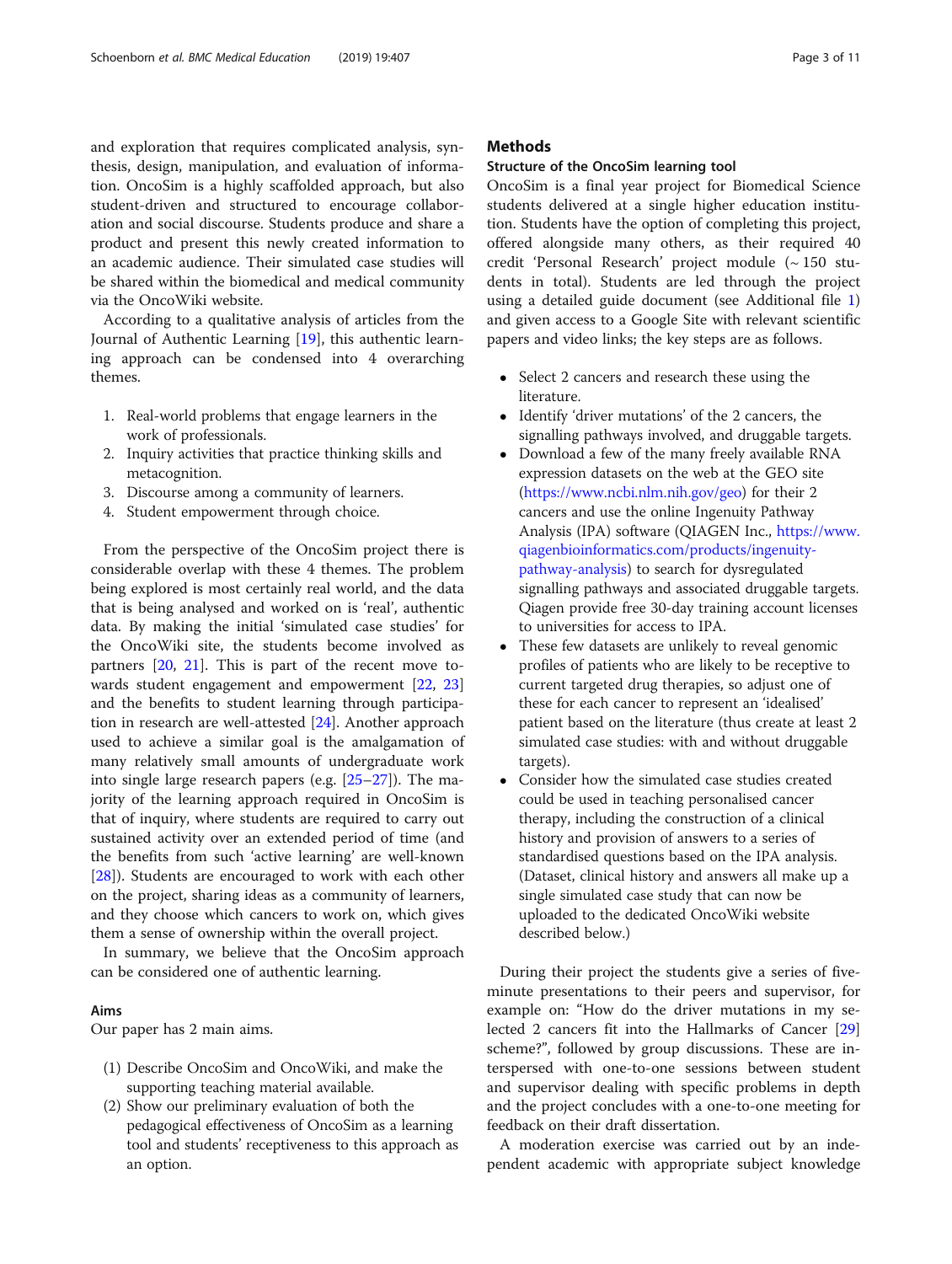and exploration that requires complicated analysis, synthesis, design, manipulation, and evaluation of information. OncoSim is a highly scaffolded approach, but also student-driven and structured to encourage collaboration and social discourse. Students produce and share a product and present this newly created information to an academic audience. Their simulated case studies will be shared within the biomedical and medical community via the OncoWiki website.

According to a qualitative analysis of articles from the Journal of Authentic Learning [19], this authentic learning approach can be condensed into 4 overarching themes.

1. Real-world problems that engage learners in the work of professionals.
2. Inquiry activities that practice thinking skills and metacognition.
3. Discourse among a community of learners.
4. Student empowerment through choice.

From the perspective of the OncoSim project there is considerable overlap with these 4 themes. The problem being explored is most certainly real world, and the data that is being analysed and worked on is 'real', authentic data. By making the initial 'simulated case studies' for the OncoWiki site, the students become involved as partners [20, 21]. This is part of the recent move towards student engagement and empowerment [22, 23] and the benefits to student learning through participation in research are well-attested [24]. Another approach used to achieve a similar goal is the amalgamation of many relatively small amounts of undergraduate work into single large research papers (e.g. [25–27]). The majority of the learning approach required in OncoSim is that of inquiry, where students are required to carry out sustained activity over an extended period of time (and the benefits from such 'active learning' are well-known [28]). Students are encouraged to work with each other on the project, sharing ideas as a community of learners, and they choose which cancers to work on, which gives them a sense of ownership within the overall project.

In summary, we believe that the OncoSim approach can be considered one of authentic learning.

### Aims

Our paper has 2 main aims.

(1) Describe OncoSim and OncoWiki, and make the supporting teaching material available.
(2) Show our preliminary evaluation of both the pedagogical effectiveness of OncoSim as a learning tool and students' receptiveness to this approach as an option.

## Methods

### Structure of the OncoSim learning tool

OncoSim is a final year project for Biomedical Science students delivered at a single higher education institution. Students have the option of completing this project, offered alongside many others, as their required 40 credit 'Personal Research' project module (~ 150 students in total). Students are led through the project using a detailed guide document (see Additional file 1) and given access to a Google Site with relevant scientific papers and video links; the key steps are as follows.

- Select 2 cancers and research these using the literature.
- Identify 'driver mutations' of the 2 cancers, the signalling pathways involved, and druggable targets.
- Download a few of the many freely available RNA expression datasets on the web at the GEO site (https://www.ncbi.nlm.nih.gov/geo) for their 2 cancers and use the online Ingenuity Pathway Analysis (IPA) software (QIAGEN Inc., https://www.qiagenbioinformatics.com/products/ingenuity-pathway-analysis) to search for dysregulated signalling pathways and associated druggable targets. Qiagen provide free 30-day training account licenses to universities for access to IPA.
- These few datasets are unlikely to reveal genomic profiles of patients who are likely to be receptive to current targeted drug therapies, so adjust one of these for each cancer to represent an 'idealised' patient based on the literature (thus create at least 2 simulated case studies: with and without druggable targets).
- Consider how the simulated case studies created could be used in teaching personalised cancer therapy, including the construction of a clinical history and provision of answers to a series of standardised questions based on the IPA analysis. (Dataset, clinical history and answers all make up a single simulated case study that can now be uploaded to the dedicated OncoWiki website described below.)

During their project the students give a series of five-minute presentations to their peers and supervisor, for example on: "How do the driver mutations in my selected 2 cancers fit into the Hallmarks of Cancer [29] scheme?", followed by group discussions. These are interspersed with one-to-one sessions between student and supervisor dealing with specific problems in depth and the project concludes with a one-to-one meeting for feedback on their draft dissertation.

A moderation exercise was carried out by an independent academic with appropriate subject knowledge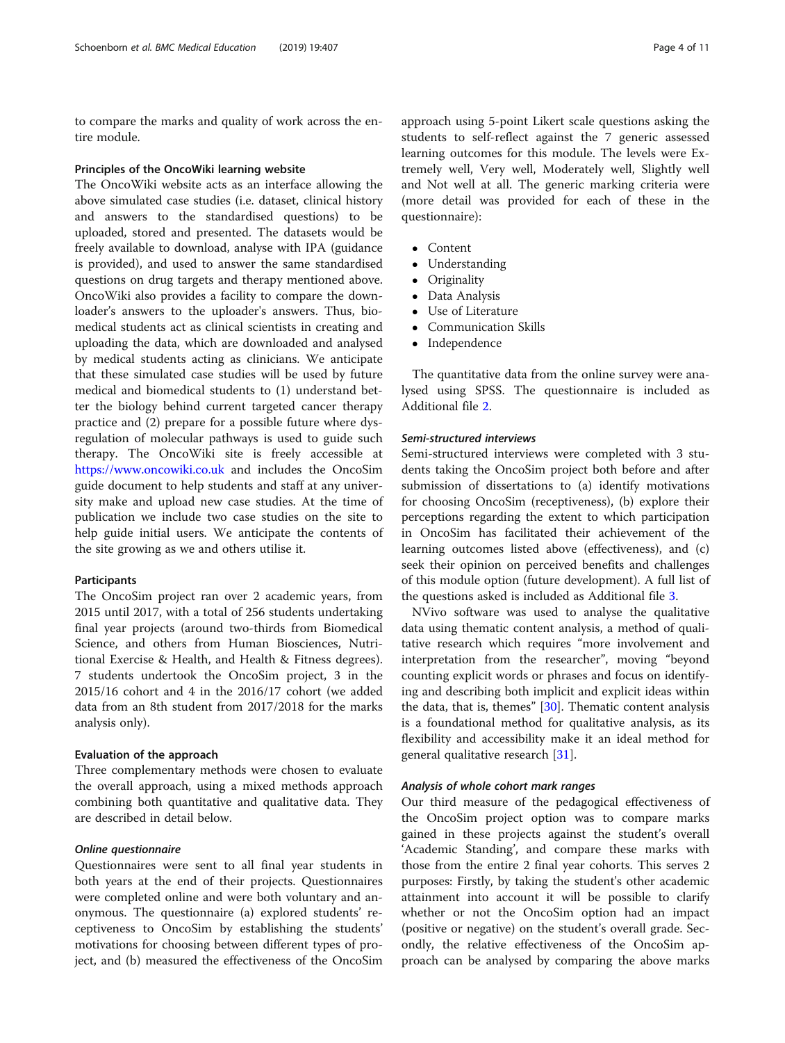to compare the marks and quality of work across the entire module.

### Principles of the OncoWiki learning website

The OncoWiki website acts as an interface allowing the above simulated case studies (i.e. dataset, clinical history and answers to the standardised questions) to be uploaded, stored and presented. The datasets would be freely available to download, analyse with IPA (guidance is provided), and used to answer the same standardised questions on drug targets and therapy mentioned above. OncoWiki also provides a facility to compare the downloader's answers to the uploader's answers. Thus, biomedical students act as clinical scientists in creating and uploading the data, which are downloaded and analysed by medical students acting as clinicians. We anticipate that these simulated case studies will be used by future medical and biomedical students to (1) understand better the biology behind current targeted cancer therapy practice and (2) prepare for a possible future where dysregulation of molecular pathways is used to guide such therapy. The OncoWiki site is freely accessible at https://www.oncowiki.co.uk and includes the OncoSim guide document to help students and staff at any university make and upload new case studies. At the time of publication we include two case studies on the site to help guide initial users. We anticipate the contents of the site growing as we and others utilise it.

### Participants

The OncoSim project ran over 2 academic years, from 2015 until 2017, with a total of 256 students undertaking final year projects (around two-thirds from Biomedical Science, and others from Human Biosciences, Nutritional Exercise & Health, and Health & Fitness degrees). 7 students undertook the OncoSim project, 3 in the 2015/16 cohort and 4 in the 2016/17 cohort (we added data from an 8th student from 2017/2018 for the marks analysis only).

### Evaluation of the approach

Three complementary methods were chosen to evaluate the overall approach, using a mixed methods approach combining both quantitative and qualitative data. They are described in detail below.

#### *Online questionnaire*

Questionnaires were sent to all final year students in both years at the end of their projects. Questionnaires were completed online and were both voluntary and anonymous. The questionnaire (a) explored students' receptiveness to OncoSim by establishing the students' motivations for choosing between different types of project, and (b) measured the effectiveness of the OncoSim approach using 5-point Likert scale questions asking the students to self-reflect against the 7 generic assessed learning outcomes for this module. The levels were Extremely well, Very well, Moderately well, Slightly well and Not well at all. The generic marking criteria were (more detail was provided for each of these in the questionnaire):

- Content
- Understanding
- Originality
- Data Analysis
- Use of Literature
- Communication Skills
- Independence

The quantitative data from the online survey were analysed using SPSS. The questionnaire is included as Additional file 2.

#### *Semi-structured interviews*

Semi-structured interviews were completed with 3 students taking the OncoSim project both before and after submission of dissertations to (a) identify motivations for choosing OncoSim (receptiveness), (b) explore their perceptions regarding the extent to which participation in OncoSim has facilitated their achievement of the learning outcomes listed above (effectiveness), and (c) seek their opinion on perceived benefits and challenges of this module option (future development). A full list of the questions asked is included as Additional file 3.

NVivo software was used to analyse the qualitative data using thematic content analysis, a method of qualitative research which requires "more involvement and interpretation from the researcher", moving "beyond counting explicit words or phrases and focus on identifying and describing both implicit and explicit ideas within the data, that is, themes" [30]. Thematic content analysis is a foundational method for qualitative analysis, as its flexibility and accessibility make it an ideal method for general qualitative research [31].

#### *Analysis of whole cohort mark ranges*

Our third measure of the pedagogical effectiveness of the OncoSim project option was to compare marks gained in these projects against the student's overall 'Academic Standing', and compare these marks with those from the entire 2 final year cohorts. This serves 2 purposes: Firstly, by taking the student's other academic attainment into account it will be possible to clarify whether or not the OncoSim option had an impact (positive or negative) on the student's overall grade. Secondly, the relative effectiveness of the OncoSim approach can be analysed by comparing the above marks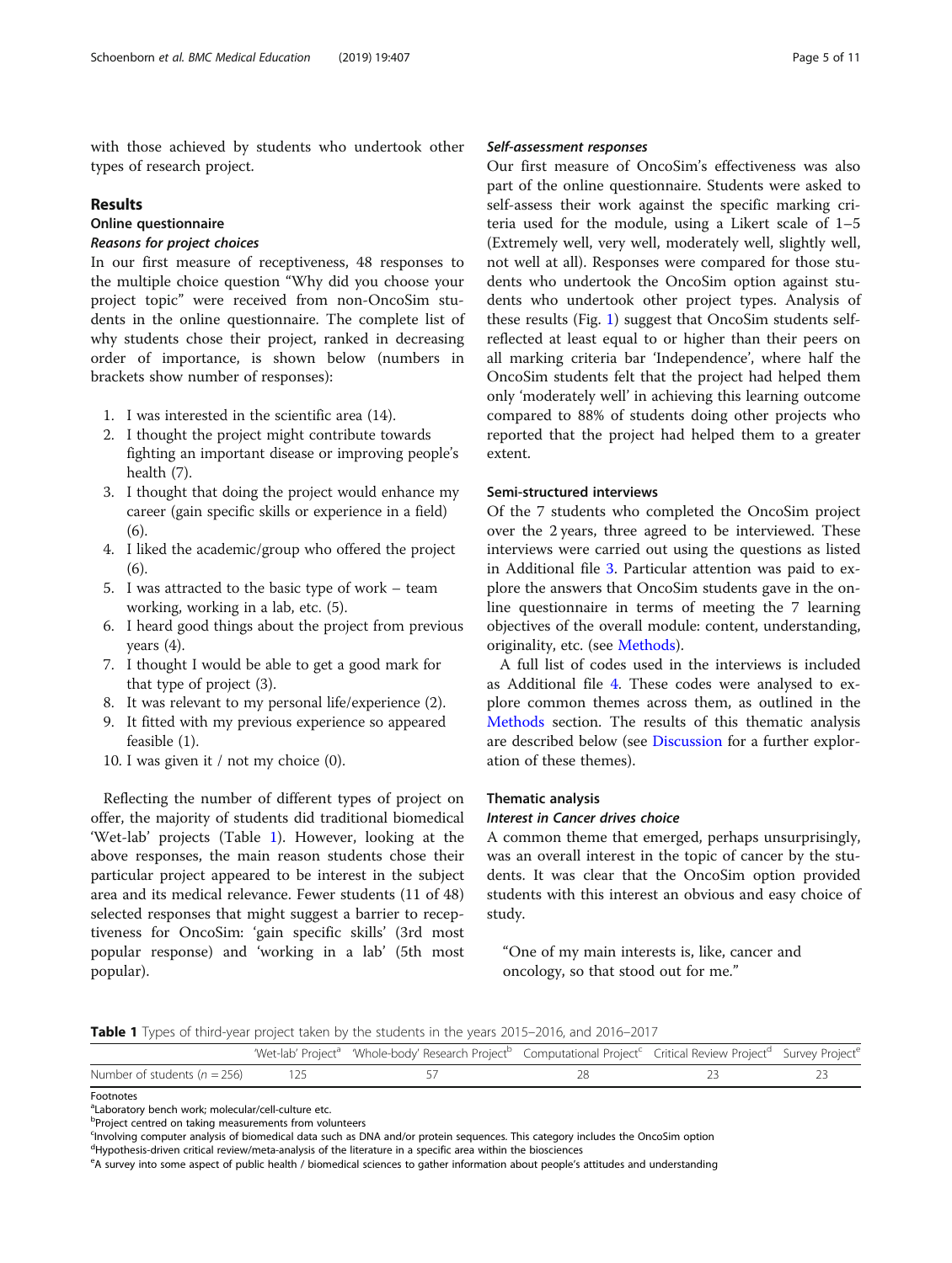with those achieved by students who undertook other types of research project.

## Results

### Online questionnaire

#### *Reasons for project choices*

In our first measure of receptiveness, 48 responses to the multiple choice question "Why did you choose your project topic" were received from non-OncoSim students in the online questionnaire. The complete list of why students chose their project, ranked in decreasing order of importance, is shown below (numbers in brackets show number of responses):

1. I was interested in the scientific area (14).
2. I thought the project might contribute towards fighting an important disease or improving people's health (7).
3. I thought that doing the project would enhance my career (gain specific skills or experience in a field) (6).
4. I liked the academic/group who offered the project (6).
5. I was attracted to the basic type of work – team working, working in a lab, etc. (5).
6. I heard good things about the project from previous years (4).
7. I thought I would be able to get a good mark for that type of project (3).
8. It was relevant to my personal life/experience (2).
9. It fitted with my previous experience so appeared feasible (1).
10. I was given it / not my choice (0).

Reflecting the number of different types of project on offer, the majority of students did traditional biomedical 'Wet-lab' projects (Table 1). However, looking at the above responses, the main reason students chose their particular project appeared to be interest in the subject area and its medical relevance. Fewer students (11 of 48) selected responses that might suggest a barrier to receptiveness for OncoSim: 'gain specific skills' (3rd most popular response) and 'working in a lab' (5th most popular).

#### *Self-assessment responses*

Our first measure of OncoSim's effectiveness was also part of the online questionnaire. Students were asked to self-assess their work against the specific marking criteria used for the module, using a Likert scale of 1–5 (Extremely well, very well, moderately well, slightly well, not well at all). Responses were compared for those students who undertook the OncoSim option against students who undertook other project types. Analysis of these results (Fig. 1) suggest that OncoSim students self-reflected at least equal to or higher than their peers on all marking criteria bar 'Independence', where half the OncoSim students felt that the project had helped them only 'moderately well' in achieving this learning outcome compared to 88% of students doing other projects who reported that the project had helped them to a greater extent.

### Semi-structured interviews

Of the 7 students who completed the OncoSim project over the 2 years, three agreed to be interviewed. These interviews were carried out using the questions as listed in Additional file 3. Particular attention was paid to explore the answers that OncoSim students gave in the online questionnaire in terms of meeting the 7 learning objectives of the overall module: content, understanding, originality, etc. (see Methods).

A full list of codes used in the interviews is included as Additional file 4. These codes were analysed to explore common themes across them, as outlined in the Methods section. The results of this thematic analysis are described below (see Discussion for a further exploration of these themes).

### Thematic analysis

#### *Interest in Cancer drives choice*

A common theme that emerged, perhaps unsurprisingly, was an overall interest in the topic of cancer by the students. It was clear that the OncoSim option provided students with this interest an obvious and easy choice of study.

> "One of my main interests is, like, cancer and oncology, so that stood out for me."

**Table 1** Types of third-year project taken by the students in the years 2015–2016, and 2016–2017

| | 'Wet-lab' Project[a] | 'Whole-body' Research Project[b] | Computational Project[c] | Critical Review Project[d] | Survey Project[e] |
|---|---|---|---|---|---|
| Number of students (n = 256) | 125 | 57 | 28 | 23 | 23 |

Footnotes
[a]Laboratory bench work; molecular/cell-culture etc.
[b]Project centred on taking measurements from volunteers
[c]Involving computer analysis of biomedical data such as DNA and/or protein sequences. This category includes the OncoSim option
[d]Hypothesis-driven critical review/meta-analysis of the literature in a specific area within the biosciences
[e]A survey into some aspect of public health / biomedical sciences to gather information about people's attitudes and understanding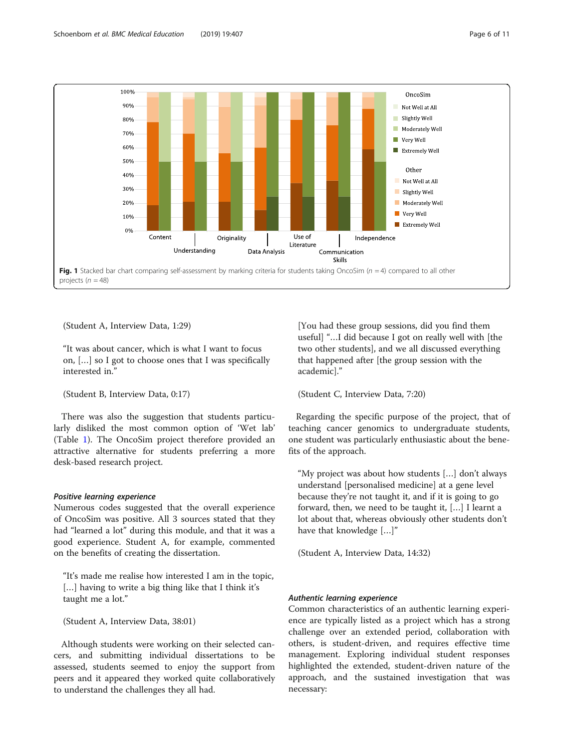Fig. 1 Stacked bar chart comparing self-assessment by marking criteria for students taking OncoSim (n = 4) compared to all other projects (n = 48)

(Student A, Interview Data, 1:29)

> "It was about cancer, which is what I want to focus on, […] so I got to choose ones that I was specifically interested in."

(Student B, Interview Data, 0:17)

There was also the suggestion that students particularly disliked the most common option of 'Wet lab' (Table 1). The OncoSim project therefore provided an attractive alternative for students preferring a more desk-based research project.

#### *Positive learning experience*

Numerous codes suggested that the overall experience of OncoSim was positive. All 3 sources stated that they had "learned a lot" during this module, and that it was a good experience. Student A, for example, commented on the benefits of creating the dissertation.

> "It's made me realise how interested I am in the topic, […] having to write a big thing like that I think it's taught me a lot."

(Student A, Interview Data, 38:01)

Although students were working on their selected cancers, and submitting individual dissertations to be assessed, students seemed to enjoy the support from peers and it appeared they worked quite collaboratively to understand the challenges they all had.

> [You had these group sessions, did you find them useful] "…I did because I got on really well with [the two other students], and we all discussed everything that happened after [the group session with the academic]."

(Student C, Interview Data, 7:20)

Regarding the specific purpose of the project, that of teaching cancer genomics to undergraduate students, one student was particularly enthusiastic about the benefits of the approach.

> "My project was about how students […] don't always understand [personalised medicine] at a gene level because they're not taught it, and if it is going to go forward, then, we need to be taught it, […] I learnt a lot about that, whereas obviously other students don't have that knowledge […]"

(Student A, Interview Data, 14:32)

#### *Authentic learning experience*

Common characteristics of an authentic learning experience are typically listed as a project which has a strong challenge over an extended period, collaboration with others, is student-driven, and requires effective time management. Exploring individual student responses highlighted the extended, student-driven nature of the approach, and the sustained investigation that was necessary: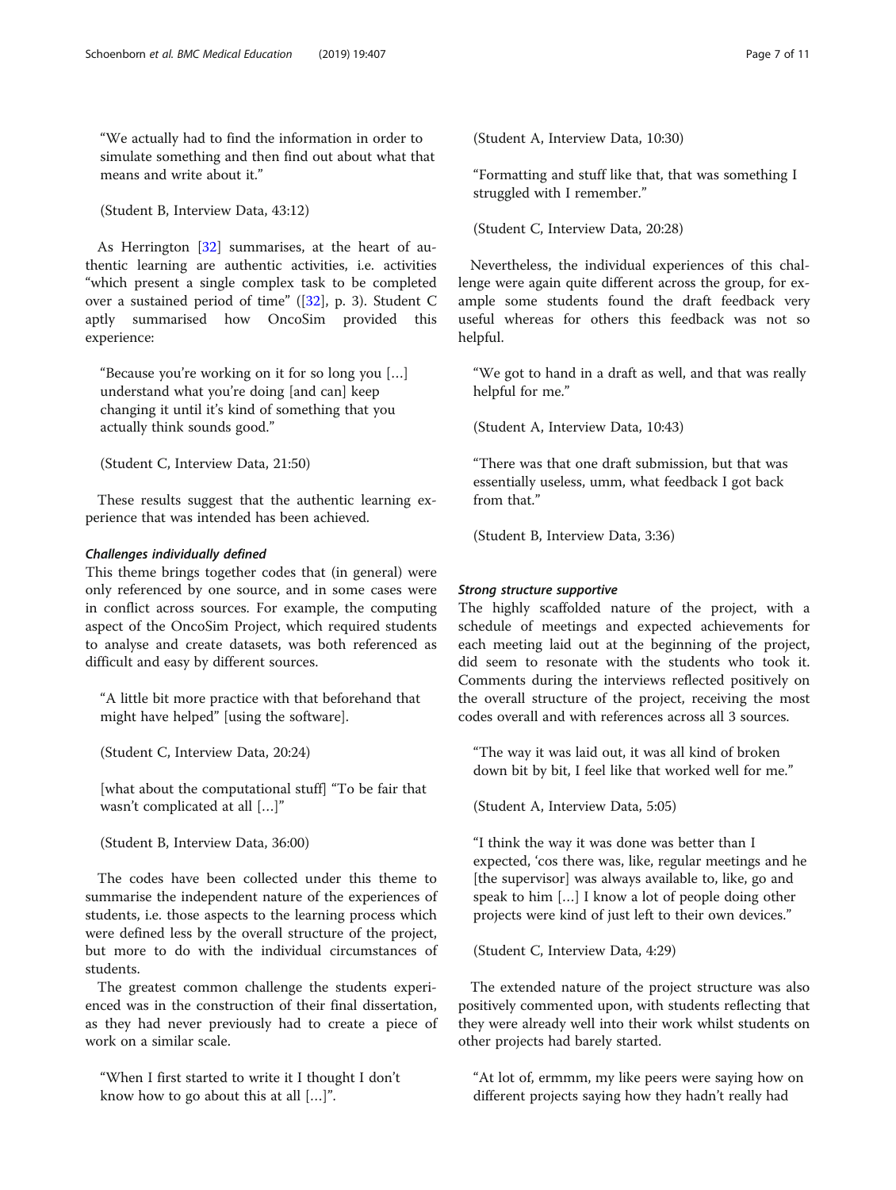"We actually had to find the information in order to simulate something and then find out about what that means and write about it."

(Student B, Interview Data, 43:12)

As Herrington [32] summarises, at the heart of authentic learning are authentic activities, i.e. activities "which present a single complex task to be completed over a sustained period of time" ([32], p. 3). Student C aptly summarised how OncoSim provided this experience:

"Because you're working on it for so long you […] understand what you're doing [and can] keep changing it until it's kind of something that you actually think sounds good."

(Student C, Interview Data, 21:50)

These results suggest that the authentic learning experience that was intended has been achieved.

#### *Challenges individually defined*

This theme brings together codes that (in general) were only referenced by one source, and in some cases were in conflict across sources. For example, the computing aspect of the OncoSim Project, which required students to analyse and create datasets, was both referenced as difficult and easy by different sources.

"A little bit more practice with that beforehand that might have helped" [using the software].

(Student C, Interview Data, 20:24)

[what about the computational stuff] "To be fair that wasn't complicated at all […]"

(Student B, Interview Data, 36:00)

The codes have been collected under this theme to summarise the independent nature of the experiences of students, i.e. those aspects to the learning process which were defined less by the overall structure of the project, but more to do with the individual circumstances of students.

The greatest common challenge the students experienced was in the construction of their final dissertation, as they had never previously had to create a piece of work on a similar scale.

"When I first started to write it I thought I don't know how to go about this at all […]".

(Student A, Interview Data, 10:30)

"Formatting and stuff like that, that was something I struggled with I remember."

(Student C, Interview Data, 20:28)

Nevertheless, the individual experiences of this challenge were again quite different across the group, for example some students found the draft feedback very useful whereas for others this feedback was not so helpful.

"We got to hand in a draft as well, and that was really helpful for me."

(Student A, Interview Data, 10:43)

"There was that one draft submission, but that was essentially useless, umm, what feedback I got back from that."

(Student B, Interview Data, 3:36)

#### *Strong structure supportive*

The highly scaffolded nature of the project, with a schedule of meetings and expected achievements for each meeting laid out at the beginning of the project, did seem to resonate with the students who took it. Comments during the interviews reflected positively on the overall structure of the project, receiving the most codes overall and with references across all 3 sources.

"The way it was laid out, it was all kind of broken down bit by bit, I feel like that worked well for me."

(Student A, Interview Data, 5:05)

"I think the way it was done was better than I expected, 'cos there was, like, regular meetings and he [the supervisor] was always available to, like, go and speak to him […] I know a lot of people doing other projects were kind of just left to their own devices."

(Student C, Interview Data, 4:29)

The extended nature of the project structure was also positively commented upon, with students reflecting that they were already well into their work whilst students on other projects had barely started.

"At lot of, ermmm, my like peers were saying how on different projects saying how they hadn't really had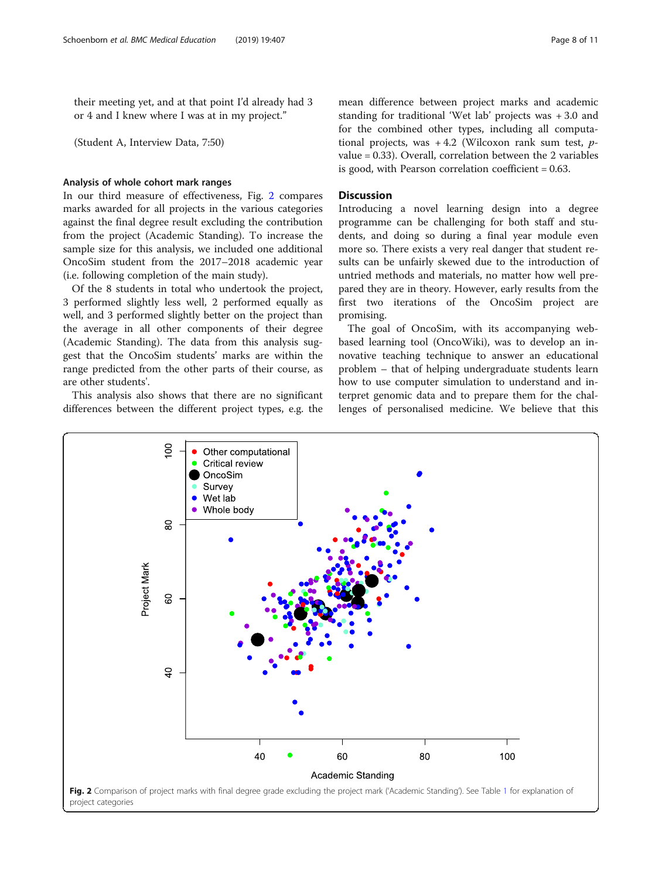their meeting yet, and at that point I'd already had 3 or 4 and I knew where I was at in my project."

(Student A, Interview Data, 7:50)

### Analysis of whole cohort mark ranges

In our third measure of effectiveness, Fig. 2 compares marks awarded for all projects in the various categories against the final degree result excluding the contribution from the project (Academic Standing). To increase the sample size for this analysis, we included one additional OncoSim student from the 2017–2018 academic year (i.e. following completion of the main study).

Of the 8 students in total who undertook the project, 3 performed slightly less well, 2 performed equally as well, and 3 performed slightly better on the project than the average in all other components of their degree (Academic Standing). The data from this analysis suggest that the OncoSim students' marks are within the range predicted from the other parts of their course, as are other students'.

This analysis also shows that there are no significant differences between the different project types, e.g. the mean difference between project marks and academic standing for traditional 'Wet lab' projects was + 3.0 and for the combined other types, including all computational projects, was + 4.2 (Wilcoxon rank sum test, *p*-value = 0.33). Overall, correlation between the 2 variables is good, with Pearson correlation coefficient = 0.63.

## Discussion

Introducing a novel learning design into a degree programme can be challenging for both staff and students, and doing so during a final year module even more so. There exists a very real danger that student results can be unfairly skewed due to the introduction of untried methods and materials, no matter how well prepared they are in theory. However, early results from the first two iterations of the OncoSim project are promising.

The goal of OncoSim, with its accompanying web-based learning tool (OncoWiki), was to develop an innovative teaching technique to answer an educational problem – that of helping undergraduate students learn how to use computer simulation to understand and interpret genomic data and to prepare them for the challenges of personalised medicine. We believe that this

**Fig. 2** Comparison of project marks with final degree grade excluding the project mark ('Academic Standing'). See Table 1 for explanation of project categories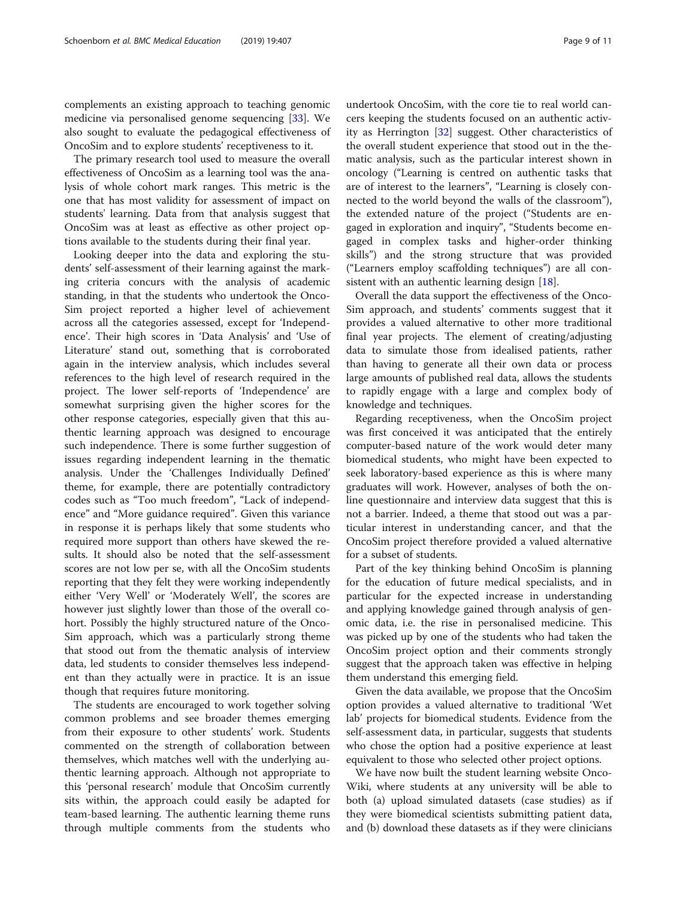complements an existing approach to teaching genomic medicine via personalised genome sequencing [33]. We also sought to evaluate the pedagogical effectiveness of OncoSim and to explore students' receptiveness to it.

The primary research tool used to measure the overall effectiveness of OncoSim as a learning tool was the analysis of whole cohort mark ranges. This metric is the one that has most validity for assessment of impact on students' learning. Data from that analysis suggest that OncoSim was at least as effective as other project options available to the students during their final year.

Looking deeper into the data and exploring the students' self-assessment of their learning against the marking criteria concurs with the analysis of academic standing, in that the students who undertook the OncoSim project reported a higher level of achievement across all the categories assessed, except for 'Independence'. Their high scores in 'Data Analysis' and 'Use of Literature' stand out, something that is corroborated again in the interview analysis, which includes several references to the high level of research required in the project. The lower self-reports of 'Independence' are somewhat surprising given the higher scores for the other response categories, especially given that this authentic learning approach was designed to encourage such independence. There is some further suggestion of issues regarding independent learning in the thematic analysis. Under the 'Challenges Individually Defined' theme, for example, there are potentially contradictory codes such as "Too much freedom", "Lack of independence" and "More guidance required". Given this variance in response it is perhaps likely that some students who required more support than others have skewed the results. It should also be noted that the self-assessment scores are not low per se, with all the OncoSim students reporting that they felt they were working independently either 'Very Well' or 'Moderately Well', the scores are however just slightly lower than those of the overall cohort. Possibly the highly structured nature of the OncoSim approach, which was a particularly strong theme that stood out from the thematic analysis of interview data, led students to consider themselves less independent than they actually were in practice. It is an issue though that requires future monitoring.

The students are encouraged to work together solving common problems and see broader themes emerging from their exposure to other students' work. Students commented on the strength of collaboration between themselves, which matches well with the underlying authentic learning approach. Although not appropriate to this 'personal research' module that OncoSim currently sits within, the approach could easily be adapted for team-based learning. The authentic learning theme runs through multiple comments from the students who undertook OncoSim, with the core tie to real world cancers keeping the students focused on an authentic activity as Herrington [32] suggest. Other characteristics of the overall student experience that stood out in the thematic analysis, such as the particular interest shown in oncology ("Learning is centred on authentic tasks that are of interest to the learners", "Learning is closely connected to the world beyond the walls of the classroom"), the extended nature of the project ("Students are engaged in exploration and inquiry", "Students become engaged in complex tasks and higher-order thinking skills") and the strong structure that was provided ("Learners employ scaffolding techniques") are all consistent with an authentic learning design [18].

Overall the data support the effectiveness of the OncoSim approach, and students' comments suggest that it provides a valued alternative to other more traditional final year projects. The element of creating/adjusting data to simulate those from idealised patients, rather than having to generate all their own data or process large amounts of published real data, allows the students to rapidly engage with a large and complex body of knowledge and techniques.

Regarding receptiveness, when the OncoSim project was first conceived it was anticipated that the entirely computer-based nature of the work would deter many biomedical students, who might have been expected to seek laboratory-based experience as this is where many graduates will work. However, analyses of both the online questionnaire and interview data suggest that this is not a barrier. Indeed, a theme that stood out was a particular interest in understanding cancer, and that the OncoSim project therefore provided a valued alternative for a subset of students.

Part of the key thinking behind OncoSim is planning for the education of future medical specialists, and in particular for the expected increase in understanding and applying knowledge gained through analysis of genomic data, i.e. the rise in personalised medicine. This was picked up by one of the students who had taken the OncoSim project option and their comments strongly suggest that the approach taken was effective in helping them understand this emerging field.

Given the data available, we propose that the OncoSim option provides a valued alternative to traditional 'Wet lab' projects for biomedical students. Evidence from the self-assessment data, in particular, suggests that students who chose the option had a positive experience at least equivalent to those who selected other project options.

We have now built the student learning website OncoWiki, where students at any university will be able to both (a) upload simulated datasets (case studies) as if they were biomedical scientists submitting patient data, and (b) download these datasets as if they were clinicians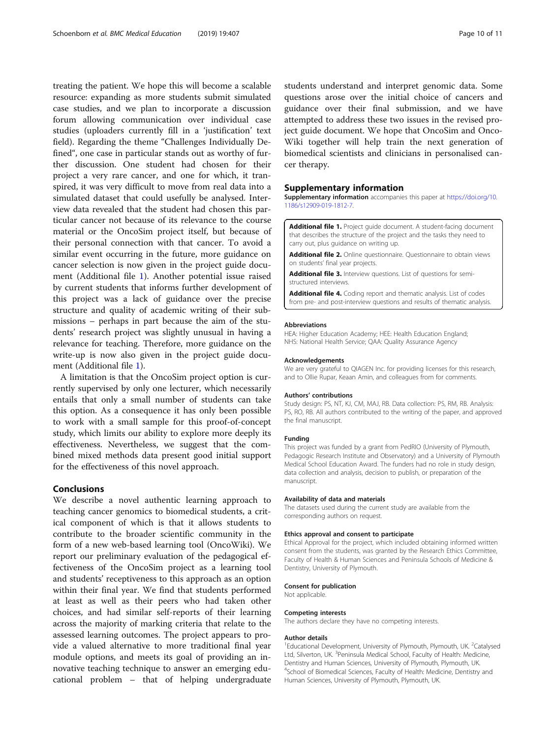treating the patient. We hope this will become a scalable resource: expanding as more students submit simulated case studies, and we plan to incorporate a discussion forum allowing communication over individual case studies (uploaders currently fill in a 'justification' text field). Regarding the theme "Challenges Individually Defined", one case in particular stands out as worthy of further discussion. One student had chosen for their project a very rare cancer, and one for which, it transpired, it was very difficult to move from real data into a simulated dataset that could usefully be analysed. Interview data revealed that the student had chosen this particular cancer not because of its relevance to the course material or the OncoSim project itself, but because of their personal connection with that cancer. To avoid a similar event occurring in the future, more guidance on cancer selection is now given in the project guide document (Additional file 1). Another potential issue raised by current students that informs further development of this project was a lack of guidance over the precise structure and quality of academic writing of their submissions – perhaps in part because the aim of the students' research project was slightly unusual in having a relevance for teaching. Therefore, more guidance on the write-up is now also given in the project guide document (Additional file 1).

A limitation is that the OncoSim project option is currently supervised by only one lecturer, which necessarily entails that only a small number of students can take this option. As a consequence it has only been possible to work with a small sample for this proof-of-concept study, which limits our ability to explore more deeply its effectiveness. Nevertheless, we suggest that the combined mixed methods data present good initial support for the effectiveness of this novel approach.

## Conclusions

We describe a novel authentic learning approach to teaching cancer genomics to biomedical students, a critical component of which is that it allows students to contribute to the broader scientific community in the form of a new web-based learning tool (OncoWiki). We report our preliminary evaluation of the pedagogical effectiveness of the OncoSim project as a learning tool and students' receptiveness to this approach as an option within their final year. We find that students performed at least as well as their peers who had taken other choices, and had similar self-reports of their learning across the majority of marking criteria that relate to the assessed learning outcomes. The project appears to provide a valued alternative to more traditional final year module options, and meets its goal of providing an innovative teaching technique to answer an emerging educational problem – that of helping undergraduate students understand and interpret genomic data. Some questions arose over the initial choice of cancers and guidance over their final submission, and we have attempted to address these two issues in the revised project guide document. We hope that OncoSim and OncoWiki together will help train the next generation of biomedical scientists and clinicians in personalised cancer therapy.

## Supplementary information

**Supplementary information** accompanies this paper at https://doi.org/10.1186/s12909-019-1812-7.

**Additional file 1.** Project guide document. A student-facing document that describes the structure of the project and the tasks they need to carry out, plus guidance on writing up.

**Additional file 2.** Online questionnaire. Questionnaire to obtain views on students' final year projects.

**Additional file 3.** Interview questions. List of questions for semi-structured interviews.

**Additional file 4.** Coding report and thematic analysis. List of codes from pre- and post-interview questions and results of thematic analysis.

### Abbreviations

HEA: Higher Education Academy; HEE: Health Education England; NHS: National Health Service; QAA: Quality Assurance Agency

### Acknowledgements

We are very grateful to QIAGEN Inc. for providing licenses for this research, and to Ollie Rupar, Keaan Amin, and colleagues from for comments.

### Authors' contributions

Study design: PS, NT, KJ, CM, MAJ, RB. Data collection: PS, RM, RB. Analysis: PS, RO, RB. All authors contributed to the writing of the paper, and approved the final manuscript.

### Funding

This project was funded by a grant from PedRIO (University of Plymouth, Pedagogic Research Institute and Observatory) and a University of Plymouth Medical School Education Award. The funders had no role in study design, data collection and analysis, decision to publish, or preparation of the manuscript.

### Availability of data and materials

The datasets used during the current study are available from the corresponding authors on request.

### Ethics approval and consent to participate

Ethical Approval for the project, which included obtaining informed written consent from the students, was granted by the Research Ethics Committee, Faculty of Health & Human Sciences and Peninsula Schools of Medicine & Dentistry, University of Plymouth.

### Consent for publication

Not applicable.

### Competing interests

The authors declare they have no competing interests.

### Author details

[1]Educational Development, University of Plymouth, Plymouth, UK. [2]Catalysed Ltd, Silverton, UK. [3]Peninsula Medical School, Faculty of Health: Medicine, Dentistry and Human Sciences, University of Plymouth, Plymouth, UK. [4]School of Biomedical Sciences, Faculty of Health: Medicine, Dentistry and Human Sciences, University of Plymouth, Plymouth, UK.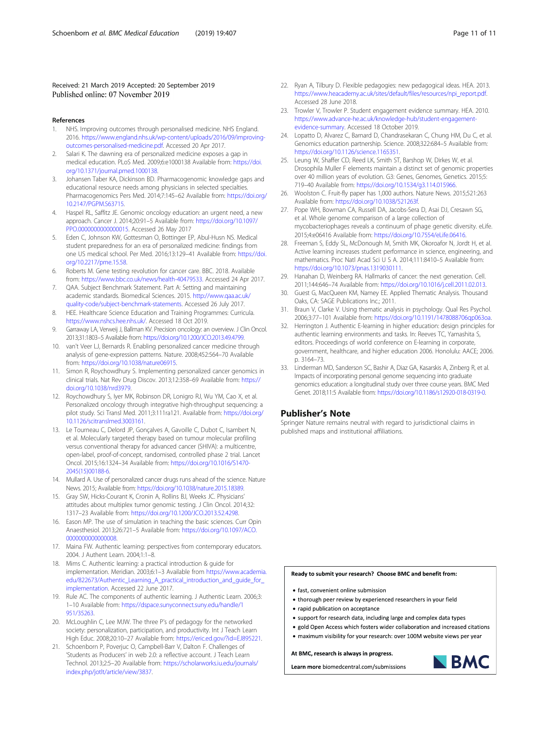Received: 21 March 2019 Accepted: 20 September 2019
Published online: 07 November 2019

## References

1. NHS. Improving outcomes through personalised medicine. NHS England. 2016. https://www.england.nhs.uk/wp-content/uploads/2016/09/improving-outcomes-personalised-medicine.pdf. Accessed 20 Apr 2017.
2. Salari K. The dawning era of personalized medicine exposes a gap in medical education. PLoS Med. 2009;6:e1000138 Available from: https://doi.org/10.1371/journal.pmed.1000138.
3. Johansen Taber KA, Dickinson BD. Pharmacogenomic knowledge gaps and educational resource needs among physicians in selected specialties. Pharmacogenomics Pers Med. 2014;7:145–62 Available from: https://doi.org/10.2147/PGPM.S63715.
4. Haspel RL, Saffitz JE. Genomic oncology education: an urgent need, a new approach. Cancer J. 2014;20:91–5 Available from: https://doi.org/10.1097/PPO.0000000000000015. Accessed 26 May 2017
5. Eden C, Johnson KW, Gottesman O, Bottinger EP, Abul-Husn NS. Medical student preparedness for an era of personalized medicine: findings from one US medical school. Per Med. 2016;13:129–41 Available from: https://doi.org/10.2217/pme.15.58.
6. Roberts M. Gene testing revolution for cancer care. BBC. 2018. Available from: https://www.bbc.co.uk/news/health-40479533. Accessed 24 Apr 2017.
7. QAA. Subject Benchmark Statement. Part A: Setting and maintaining academic standards. Biomedical Sciences. 2015. http://www.qaa.ac.uk/quality-code/subject-benchmark-statements. Accessed 26 July 2017.
8. HEE. Healthcare Science Education and Training Programmes: Curricula. https://www.nshcs.hee.nhs.uk/. Accessed 18 Oct 2019.
9. Garraway LA, Verweij J, Ballman KV. Precision oncology: an overview. J Clin Oncol. 2013;31:1803–5 Available from: https://doi.org/10.1200/JCO.2013.49.4799.
10. van't Veer LJ, Bernards R. Enabling personalized cancer medicine through analysis of gene-expression patterns. Nature. 2008;452:564–70 Available from: https://doi.org/10.1038/nature06915.
11. Simon R, Roychowdhury S. Implementing personalized cancer genomics in clinical trials. Nat Rev Drug Discov. 2013;12:358–69 Available from: https://doi.org/10.1038/nrd3979.
12. Roychowdhury S, Iyer MK, Robinson DR, Lonigro RJ, Wu YM, Cao X, et al. Personalized oncology through integrative high-throughput sequencing: a pilot study. Sci Transl Med. 2011;3:111ra121. Available from: https://doi.org/10.1126/scitranslmed.3003161.
13. Le Tourneau C, Delord JP, Gonçalves A, Gavoille C, Dubot C, Isambert N, et al. Molecularly targeted therapy based on tumour molecular profiling versus conventional therapy for advanced cancer (SHIVA): a multicentre, open-label, proof-of-concept, randomised, controlled phase 2 trial. Lancet Oncol. 2015;16:1324–34 Available from: https://doi.org/10.1016/S1470-2045(15)00188-6.
14. Mullard A. Use of personalized cancer drugs runs ahead of the science. Nature News. 2015; Available from: https://doi.org/10.1038/nature.2015.18389.
15. Gray SW, Hicks-Courant K, Cronin A, Rollins BJ, Weeks JC. Physicians' attitudes about multiplex tumor genomic testing. J Clin Oncol. 2014;32:1317–23 Available from: https://doi.org/10.1200/JCO.2013.52.4298.
16. Eason MP. The use of simulation in teaching the basic sciences. Curr Opin Anaesthesiol. 2013;26:721–5 Available from: https://doi.org/10.1097/ACO.0000000000000008.
17. Maina FW. Authentic learning: perspectives from contemporary educators. 2004. J Authent Learn. 2004;1:1–8.
18. Mims C. Authentic learning: a practical introduction & guide for implementation. Meridian. 2003;6:1–3 Available from https://www.academia.edu/822673/Authentic_Learning_A_practical_introduction_and_guide_for_implementation. Accessed 22 June 2017.
19. Rule AC. The components of authentic learning. J Authentic Learn. 2006;3:1–10 Available from: https://dspace.sunyconnect.suny.edu/handle/1951/35263.
20. McLoughlin C, Lee MJW. The three P's of pedagogy for the networked society: personalization, participation, and productivity. Int J Teach Learn High Educ. 2008;20:10–27 Available from: https://eric.ed.gov/?id=EJ895221.
21. Schoenborn P, Poverjuc O, Campbell-Barr V, Dalton F. Challenges of 'Students as Producers' in web 2.0: a reflective account. J Teach Learn Technol. 2013;2:5–20 Available from: https://scholarworks.iu.edu/journals/index.php/jotlt/article/view/3837.
22. Ryan A, Tilbury D. Flexible pedagogies: new pedagogical ideas. HEA. 2013. https://www.heacademy.ac.uk/sites/default/files/resources/npi_report.pdf. Accessed 28 June 2018.
23. Trowler V, Trowler P. Student engagement evidence summary. HEA. 2010. https://www.advance-he.ac.uk/knowledge-hub/student-engagement-evidence-summary. Accessed 18 October 2019.
24. Lopatto D, Alvarez C, Barnard D, Chandrasekaran C, Chung HM, Du C, et al. Genomics education partnership. Science. 2008;322:684–5 Available from: https://doi.org/10.1126/science.1165351.
25. Leung W, Shaffer CD, Reed LK, Smith ST, Barshop W, Dirkes W, et al. Drosophila Muller F elements maintain a distinct set of genomic properties over 40 million years of evolution. G3: Genes, Genomes, Genetics. 2015;5:719–40 Available from: https://doi.org/10.1534/g3.114.015966.
26. Woolston C. Fruit-fly paper has 1,000 authors. Nature News. 2015;521:263 Available from: https://doi.org/10.1038/521263f.
27. Pope WH, Bowman CA, Russell DA, Jacobs-Sera D, Asai DJ, Cresawn SG, et al. Whole genome comparison of a large collection of mycobacteriophages reveals a continuum of phage genetic diversity. eLife. 2015;4:e06416 Available from: https://doi.org/10.7554/eLife.06416.
28. Freeman S, Eddy SL, McDonough M, Smith MK, Okoroafor N, Jordt H, et al. Active learning increases student performance in science, engineering, and mathematics. Proc Natl Acad Sci U S A. 2014;111:8410–5 Available from: https://doi.org/10.1073/pnas.1319030111.
29. Hanahan D, Weinberg RA. Hallmarks of cancer: the next generation. Cell. 2011;144:646–74 Available from: https://doi.org/10.1016/j.cell.2011.02.013.
30. Guest G, MacQueen KM, Namey EE. Applied Thematic Analysis. Thousand Oaks, CA: SAGE Publications Inc.; 2011.
31. Braun V, Clarke V. Using thematic analysis in psychology. Qual Res Psychol. 2006;3:77–101 Available from: https://doi.org/10.1191/1478088706qp063oa.
32. Herrington J. Authentic E-learning in higher education: design principles for authentic learning environments and tasks. In: Reeves TC, Yamashita S, editors. Proceedings of world conference on E-learning in corporate, government, healthcare, and higher education 2006. Honolulu: AACE; 2006. p. 3164–73.
33. Linderman MD, Sanderson SC, Bashir A, Diaz GA, Kasarskis A, Zinberg R, et al. Impacts of incorporating personal genome sequencing into graduate genomics education: a longitudinal study over three course years. BMC Med Genet. 2018;11:5 Available from: https://doi.org/10.1186/s12920-018-0319-0.

## Publisher's Note

Springer Nature remains neutral with regard to jurisdictional claims in published maps and institutional affiliations.

**Ready to submit your research? Choose BMC and benefit from:**

- fast, convenient online submission
- thorough peer review by experienced researchers in your field
- rapid publication on acceptance
- support for research data, including large and complex data types
- gold Open Access which fosters wider collaboration and increased citations
- maximum visibility for your research: over 100M website views per year

**At BMC, research is always in progress.**

**Learn more** biomedcentral.com/submissions

BMC